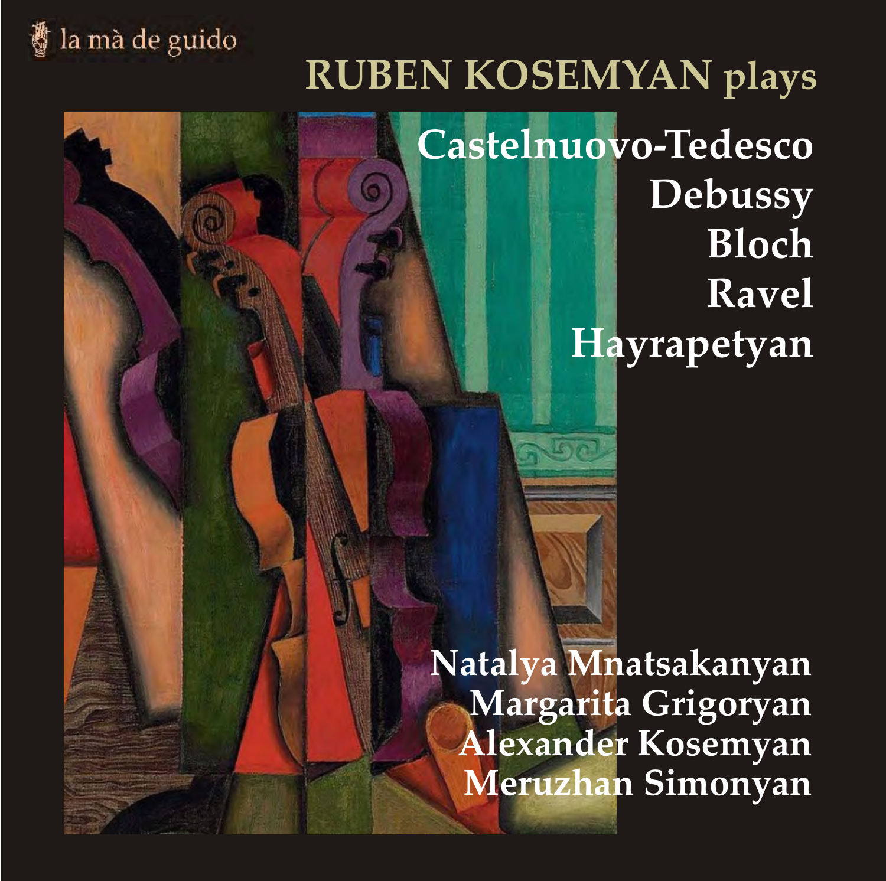la mà de guido

# RUBEN KOSEMYAN plays

## Castelnuovo-Tedesco
## Debussy
## Bloch
## Ravel
## Hayrapetyan

Natalya Mnatsakanyan
Margarita Grigoryan
Alexander Kosemyan
Meruzhan Simonyan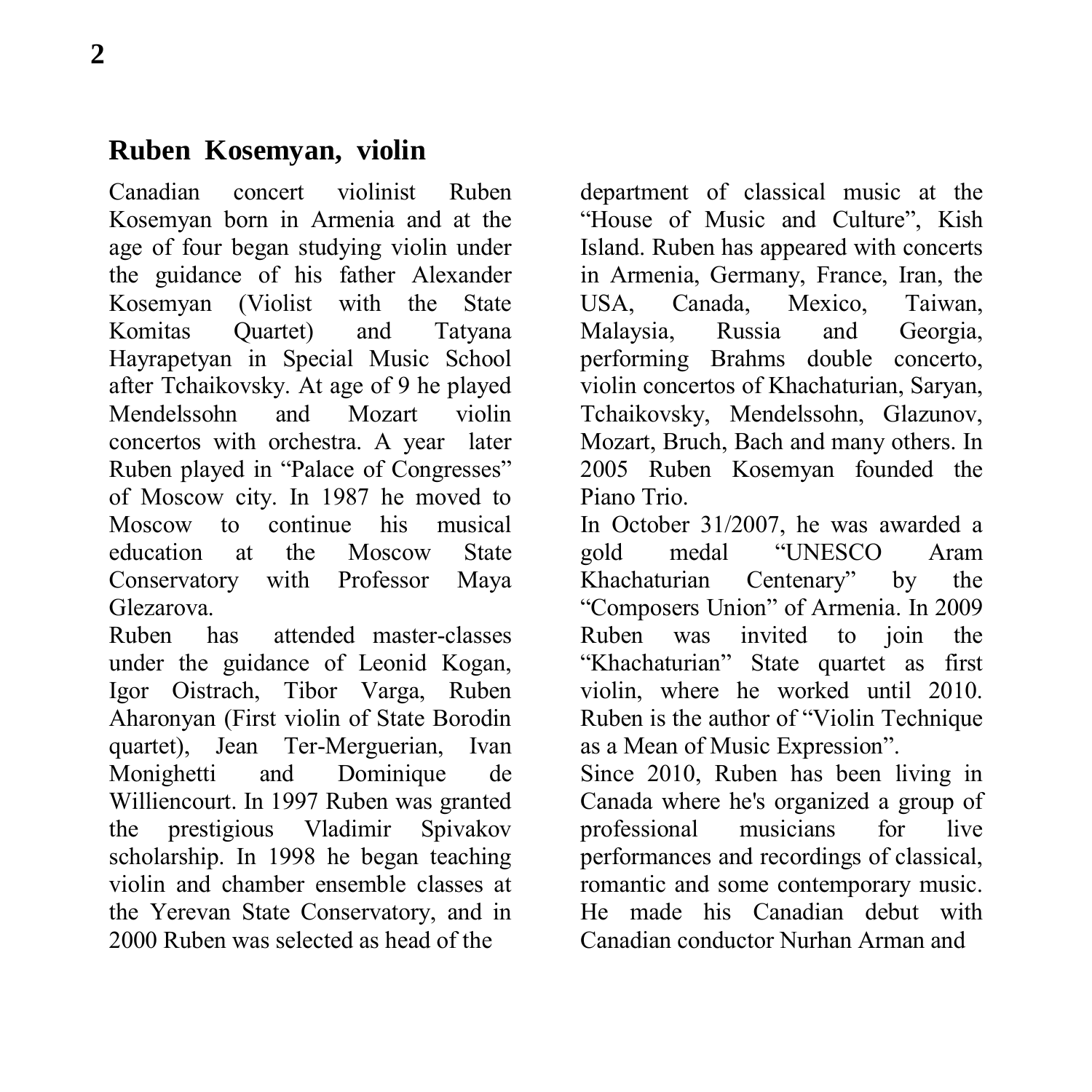## Ruben Kosemyan, violin

Canadian concert violinist Ruben Kosemyan born in Armenia and at the age of four began studying violin under the guidance of his father Alexander Kosemyan (Violist with the State Komitas Quartet) and Tatyana Hayrapetyan in Special Music School after Tchaikovsky. At age of 9 he played Mendelssohn and Mozart violin concertos with orchestra. A year later Ruben played in "Palace of Congresses" of Moscow city. In 1987 he moved to Moscow to continue his musical education at the Moscow State Conservatory with Professor Maya Glezarova.

Ruben has attended master-classes under the guidance of Leonid Kogan, Igor Oistrach, Tibor Varga, Ruben Aharonyan (First violin of State Borodin quartet), Jean Ter-Merguerian, Ivan Monighetti and Dominique de Williencourt. In 1997 Ruben was granted the prestigious Vladimir Spivakov scholarship. In 1998 he began teaching violin and chamber ensemble classes at the Yerevan State Conservatory, and in 2000 Ruben was selected as head of the department of classical music at the "House of Music and Culture", Kish Island. Ruben has appeared with concerts in Armenia, Germany, France, Iran, the USA, Canada, Mexico, Taiwan, Malaysia, Russia and Georgia, performing Brahms double concerto, violin concertos of Khachaturian, Saryan, Tchaikovsky, Mendelssohn, Glazunov, Mozart, Bruch, Bach and many others. In 2005 Ruben Kosemyan founded the Piano Trio.

In October 31/2007, he was awarded a gold medal "UNESCO Aram Khachaturian Centenary" by the "Composers Union" of Armenia. In 2009 Ruben was invited to join the "Khachaturian" State quartet as first violin, where he worked until 2010. Ruben is the author of "Violin Technique as a Mean of Music Expression".

Since 2010, Ruben has been living in Canada where he's organized a group of professional musicians for live performances and recordings of classical, romantic and some contemporary music. He made his Canadian debut with Canadian conductor Nurhan Arman and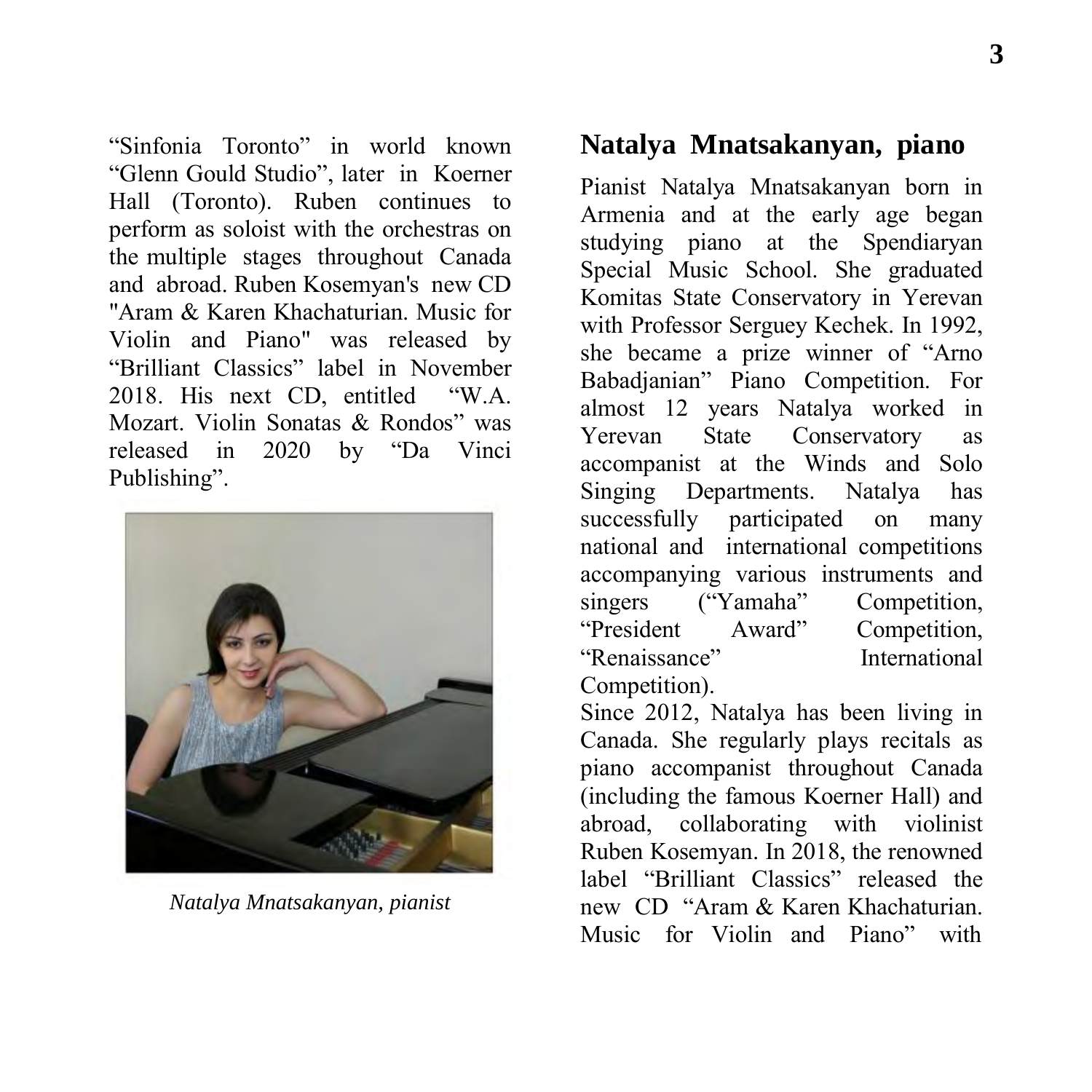“Sinfonia Toronto” in world known “Glenn Gould Studio”, later in Koerner Hall (Toronto). Ruben continues to perform as soloist with the orchestras on the multiple stages throughout Canada and abroad. Ruben Kosemyan's new CD "Aram & Karen Khachaturian. Music for Violin and Piano" was released by “Brilliant Classics” label in November 2018. His next CD, entitled “W.A. Mozart. Violin Sonatas & Rondos” was released in 2020 by “Da Vinci Publishing”.

*Natalya Mnatsakanyan, pianist*

## Natalya Mnatsakanyan, piano

Pianist Natalya Mnatsakanyan born in Armenia and at the early age began studying piano at the Spendiaryan Special Music School. She graduated Komitas State Conservatory in Yerevan with Professor Serguey Kechek. In 1992, she became a prize winner of “Arno Babadjanian” Piano Competition. For almost 12 years Natalya worked in Yerevan State Conservatory as accompanist at the Winds and Solo Singing Departments. Natalya has successfully participated on many national and international competitions accompanying various instruments and singers (“Yamaha” Competition, “President Award” Competition, “Renaissance” International Competition).

Since 2012, Natalya has been living in Canada. She regularly plays recitals as piano accompanist throughout Canada (including the famous Koerner Hall) and abroad, collaborating with violinist Ruben Kosemyan. In 2018, the renowned label “Brilliant Classics” released the new CD “Aram & Karen Khachaturian. Music for Violin and Piano” with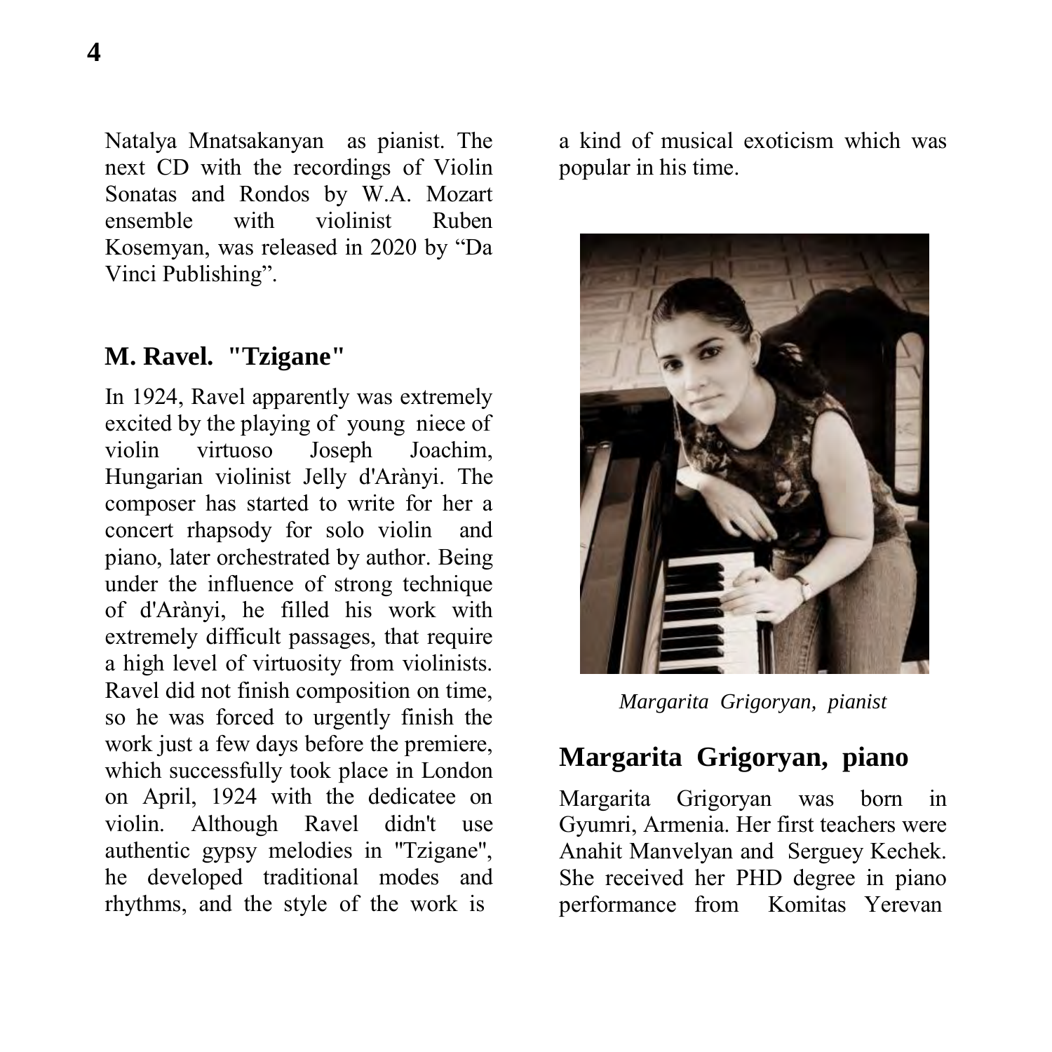Natalya Mnatsakanyan as pianist. The next CD with the recordings of Violin Sonatas and Rondos by W.A. Mozart ensemble with violinist Ruben Kosemyan, was released in 2020 by "Da Vinci Publishing".

## M. Ravel. "Tzigane"

In 1924, Ravel apparently was extremely excited by the playing of young niece of violin virtuoso Joseph Joachim, Hungarian violinist Jelly d'Arànyi. The composer has started to write for her a concert rhapsody for solo violin and piano, later orchestrated by author. Being under the influence of strong technique of d'Arànyi, he filled his work with extremely difficult passages, that require a high level of virtuosity from violinists. Ravel did not finish composition on time, so he was forced to urgently finish the work just a few days before the premiere, which successfully took place in London on April, 1924 with the dedicatee on violin. Although Ravel didn't use authentic gypsy melodies in "Tzigane", he developed traditional modes and rhythms, and the style of the work is a kind of musical exoticism which was popular in his time.

*Margarita Grigoryan, pianist*

## Margarita Grigoryan, piano

Margarita Grigoryan was born in Gyumri, Armenia. Her first teachers were Anahit Manvelyan and Serguey Kechek. She received her PHD degree in piano performance from Komitas Yerevan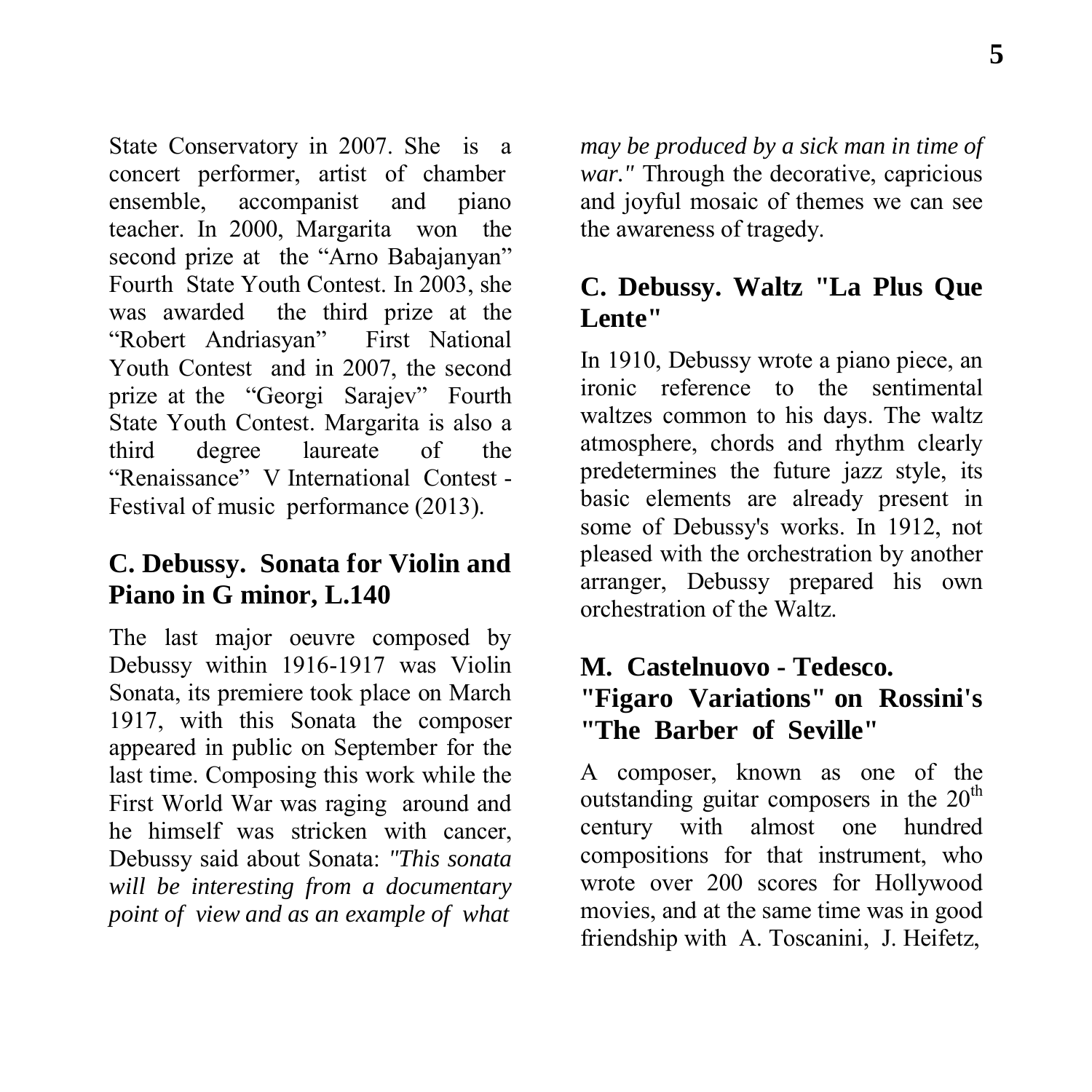State Conservatory in 2007. She is a concert performer, artist of chamber ensemble, accompanist and piano teacher. In 2000, Margarita won the second prize at the “Arno Babajanyan” Fourth State Youth Contest. In 2003, she was awarded the third prize at the “Robert Andriasyan” First National Youth Contest and in 2007, the second prize at the “Georgi Sarajev” Fourth State Youth Contest. Margarita is also a third degree laureate of the “Renaissance” V International Contest - Festival of music performance (2013).

## C. Debussy. Sonata for Violin and Piano in G minor, L.140

The last major oeuvre composed by Debussy within 1916-1917 was Violin Sonata, its premiere took place on March 1917, with this Sonata the composer appeared in public on September for the last time. Composing this work while the First World War was raging around and he himself was stricken with cancer, Debussy said about Sonata: *"This sonata will be interesting from a documentary point of view and as an example of what may be produced by a sick man in time of war."* Through the decorative, capricious and joyful mosaic of themes we can see the awareness of tragedy.

## C. Debussy. Waltz "La Plus Que Lente"

In 1910, Debussy wrote a piano piece, an ironic reference to the sentimental waltzes common to his days. The waltz atmosphere, chords and rhythm clearly predetermines the future jazz style, its basic elements are already present in some of Debussy's works. In 1912, not pleased with the orchestration by another arranger, Debussy prepared his own orchestration of the Waltz.

## M. Castelnuovo - Tedesco. "Figaro Variations" on Rossini's "The Barber of Seville"

A composer, known as one of the outstanding guitar composers in the 20th century with almost one hundred compositions for that instrument, who wrote over 200 scores for Hollywood movies, and at the same time was in good friendship with A. Toscanini, J. Heifetz,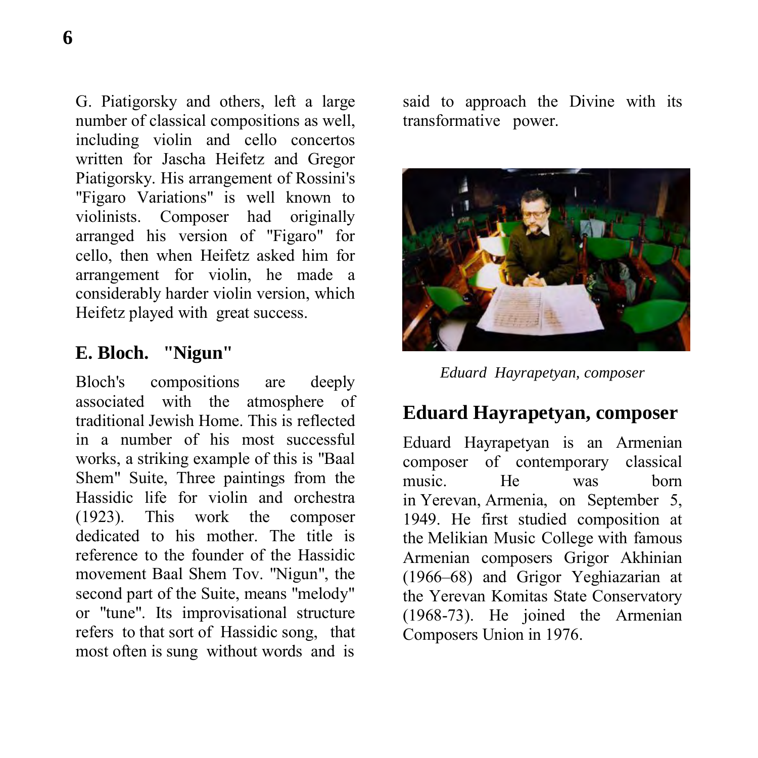G. Piatigorsky and others, left a large number of classical compositions as well, including violin and cello concertos written for Jascha Heifetz and Gregor Piatigorsky. His arrangement of Rossini's "Figaro Variations" is well known to violinists. Composer had originally arranged his version of "Figaro" for cello, then when Heifetz asked him for arrangement for violin, he made a considerably harder violin version, which Heifetz played with great success.

## E. Bloch. "Nigun"

Bloch's compositions are deeply associated with the atmosphere of traditional Jewish Home. This is reflected in a number of his most successful works, a striking example of this is "Baal Shem" Suite, Three paintings from the Hassidic life for violin and orchestra (1923). This work the composer dedicated to his mother. The title is reference to the founder of the Hassidic movement Baal Shem Tov. "Nigun", the second part of the Suite, means "melody" or "tune". Its improvisational structure refers to that sort of Hassidic song, that most often is sung without words and is said to approach the Divine with its transformative power.

*Eduard Hayrapetyan, composer*

## Eduard Hayrapetyan, composer

Eduard Hayrapetyan is an Armenian composer of contemporary classical music. He was born in Yerevan, Armenia, on September 5, 1949. He first studied composition at the Melikian Music College with famous Armenian composers Grigor Akhinian (1966–68) and Grigor Yeghiazarian at the Yerevan Komitas State Conservatory (1968-73). He joined the Armenian Composers Union in 1976.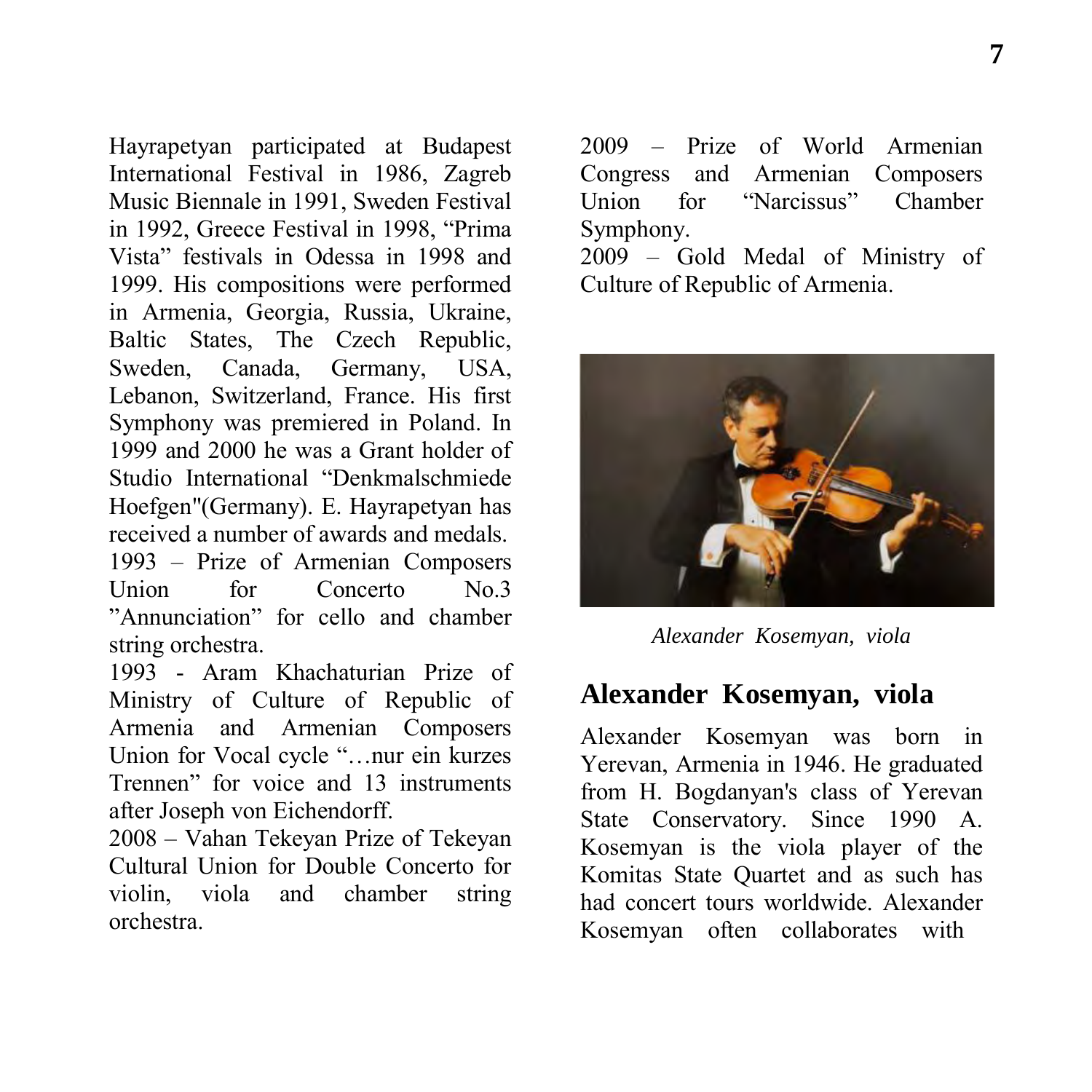Hayrapetyan participated at Budapest International Festival in 1986, Zagreb Music Biennale in 1991, Sweden Festival in 1992, Greece Festival in 1998, "Prima Vista" festivals in Odessa in 1998 and 1999. His compositions were performed in Armenia, Georgia, Russia, Ukraine, Baltic States, The Czech Republic, Sweden, Canada, Germany, USA, Lebanon, Switzerland, France. His first Symphony was premiered in Poland. In 1999 and 2000 he was a Grant holder of Studio International "Denkmalschmiede Hoefgen"(Germany). E. Hayrapetyan has received a number of awards and medals.

1993 – Prize of Armenian Composers Union for Concerto No.3 "Annunciation" for cello and chamber string orchestra.

1993 - Aram Khachaturian Prize of Ministry of Culture of Republic of Armenia and Armenian Composers Union for Vocal cycle "…nur ein kurzes Trennen" for voice and 13 instruments after Joseph von Eichendorff.

2008 – Vahan Tekeyan Prize of Tekeyan Cultural Union for Double Concerto for violin, viola and chamber string orchestra.

2009 – Prize of World Armenian Congress and Armenian Composers Union for "Narcissus" Chamber Symphony.

2009 – Gold Medal of Ministry of Culture of Republic of Armenia.

*Alexander Kosemyan, viola*

## Alexander Kosemyan, viola

Alexander Kosemyan was born in Yerevan, Armenia in 1946. He graduated from H. Bogdanyan's class of Yerevan State Conservatory. Since 1990 A. Kosemyan is the viola player of the Komitas State Quartet and as such has had concert tours worldwide. Alexander Kosemyan often collaborates with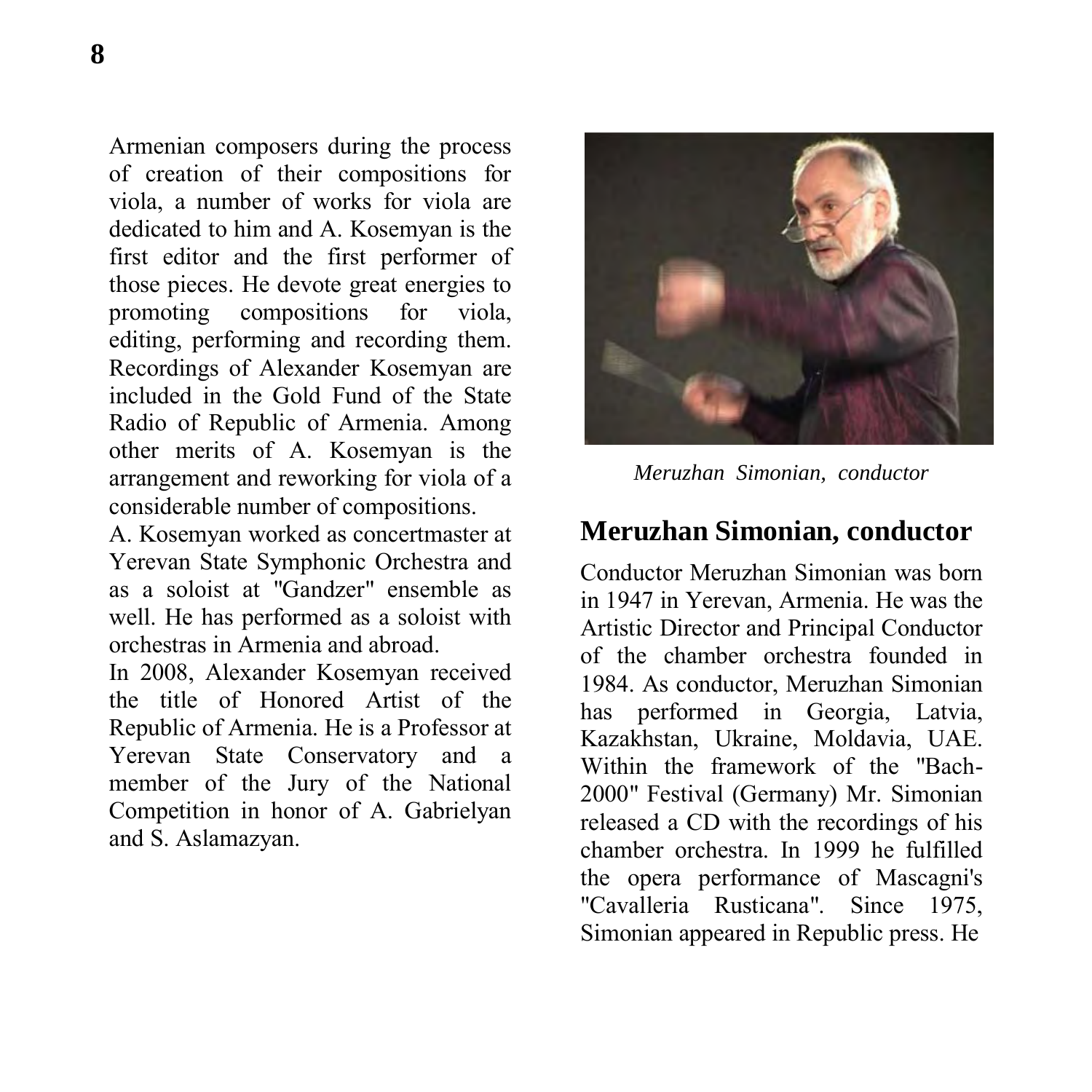Armenian composers during the process of creation of their compositions for viola, a number of works for viola are dedicated to him and A. Kosemyan is the first editor and the first performer of those pieces. He devote great energies to promoting compositions for viola, editing, performing and recording them. Recordings of Alexander Kosemyan are included in the Gold Fund of the State Radio of Republic of Armenia. Among other merits of A. Kosemyan is the arrangement and reworking for viola of a considerable number of compositions.

A. Kosemyan worked as concertmaster at Yerevan State Symphonic Orchestra and as a soloist at "Gandzer" ensemble as well. He has performed as a soloist with orchestras in Armenia and abroad.

In 2008, Alexander Kosemyan received the title of Honored Artist of the Republic of Armenia. He is a Professor at Yerevan State Conservatory and a member of the Jury of the National Competition in honor of A. Gabrielyan and S. Aslamazyan.

*Meruzhan Simonian, conductor*

## Meruzhan Simonian, conductor

Conductor Meruzhan Simonian was born in 1947 in Yerevan, Armenia. He was the Artistic Director and Principal Conductor of the chamber orchestra founded in 1984. As conductor, Meruzhan Simonian has performed in Georgia, Latvia, Kazakhstan, Ukraine, Moldavia, UAE. Within the framework of the "Bach-2000" Festival (Germany) Mr. Simonian released a CD with the recordings of his chamber orchestra. In 1999 he fulfilled the opera performance of Mascagni's "Cavalleria Rusticana". Since 1975, Simonian appeared in Republic press. He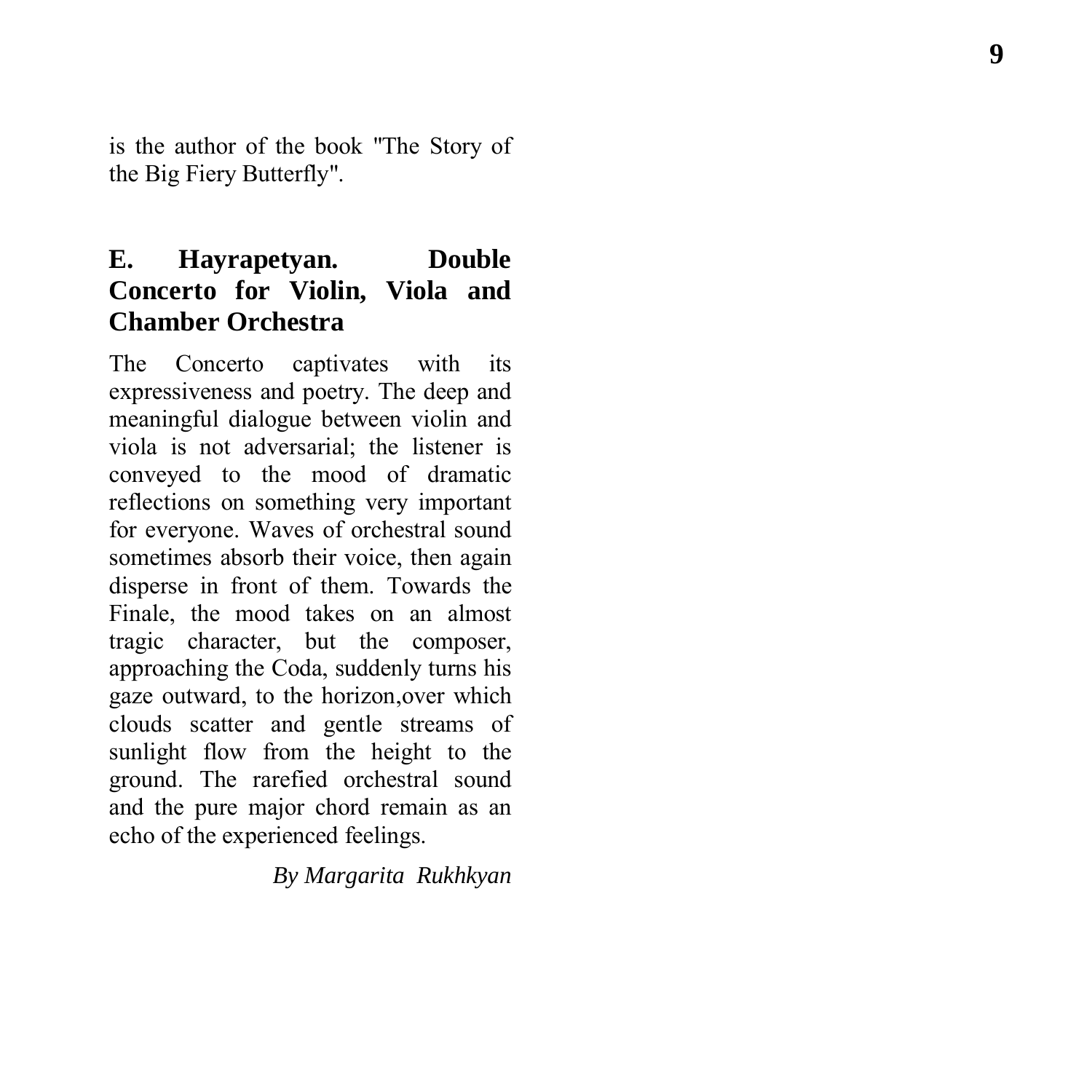is the author of the book "The Story of the Big Fiery Butterfly".

## E. Hayrapetyan. Double Concerto for Violin, Viola and Chamber Orchestra

The Concerto captivates with its expressiveness and poetry. The deep and meaningful dialogue between violin and viola is not adversarial; the listener is conveyed to the mood of dramatic reflections on something very important for everyone. Waves of orchestral sound sometimes absorb their voice, then again disperse in front of them. Towards the Finale, the mood takes on an almost tragic character, but the composer, approaching the Coda, suddenly turns his gaze outward, to the horizon,over which clouds scatter and gentle streams of sunlight flow from the height to the ground. The rarefied orchestral sound and the pure major chord remain as an echo of the experienced feelings.

*By Margarita Rukhkyan*